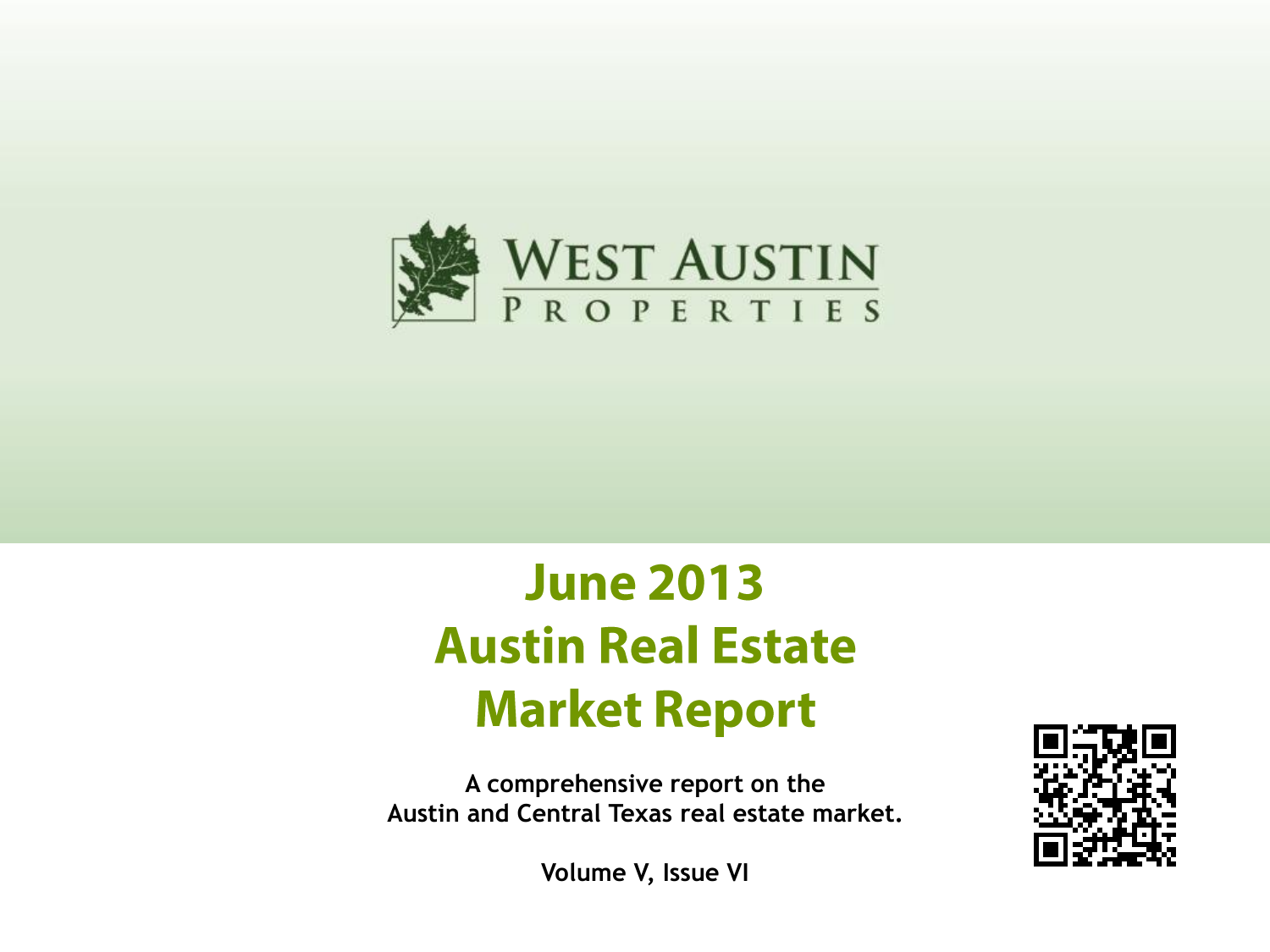WEST AUSTIN
PROPERTIES

# June 2013 Austin Real Estate Market Report

**A comprehensive report on the Austin and Central Texas real estate market.**

**Volume V, Issue VI**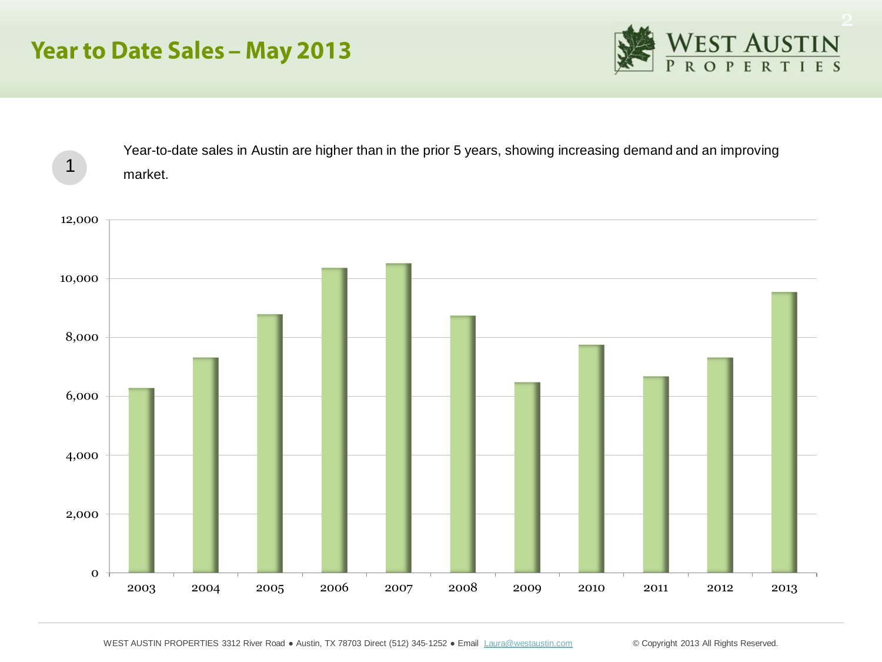# Year to Date Sales – May 2013

1 Year-to-date sales in Austin are higher than in the prior 5 years, showing increasing demand and an improving market.

12,000
10,000
8,000
6,000
4,000
2,000
0

2003 2004 2005 2006 2007 2008 2009 2010 2011 2012 2013

WEST AUSTIN PROPERTIES 3312 River Road ● Austin, TX 78703 Direct (512) 345-1252 ● Email Laura@westaustin.com © Copyright 2013 All Rights Reserved.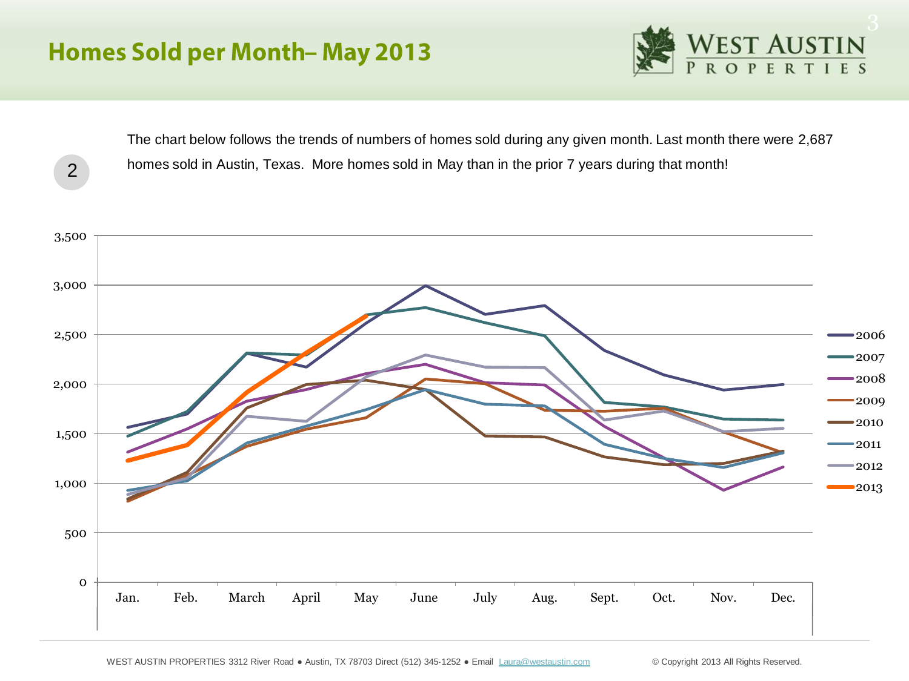# Homes Sold per Month– May 2013

2

The chart below follows the trends of numbers of homes sold during any given month. Last month there were 2,687 homes sold in Austin, Texas. More homes sold in May than in the prior 7 years during that month!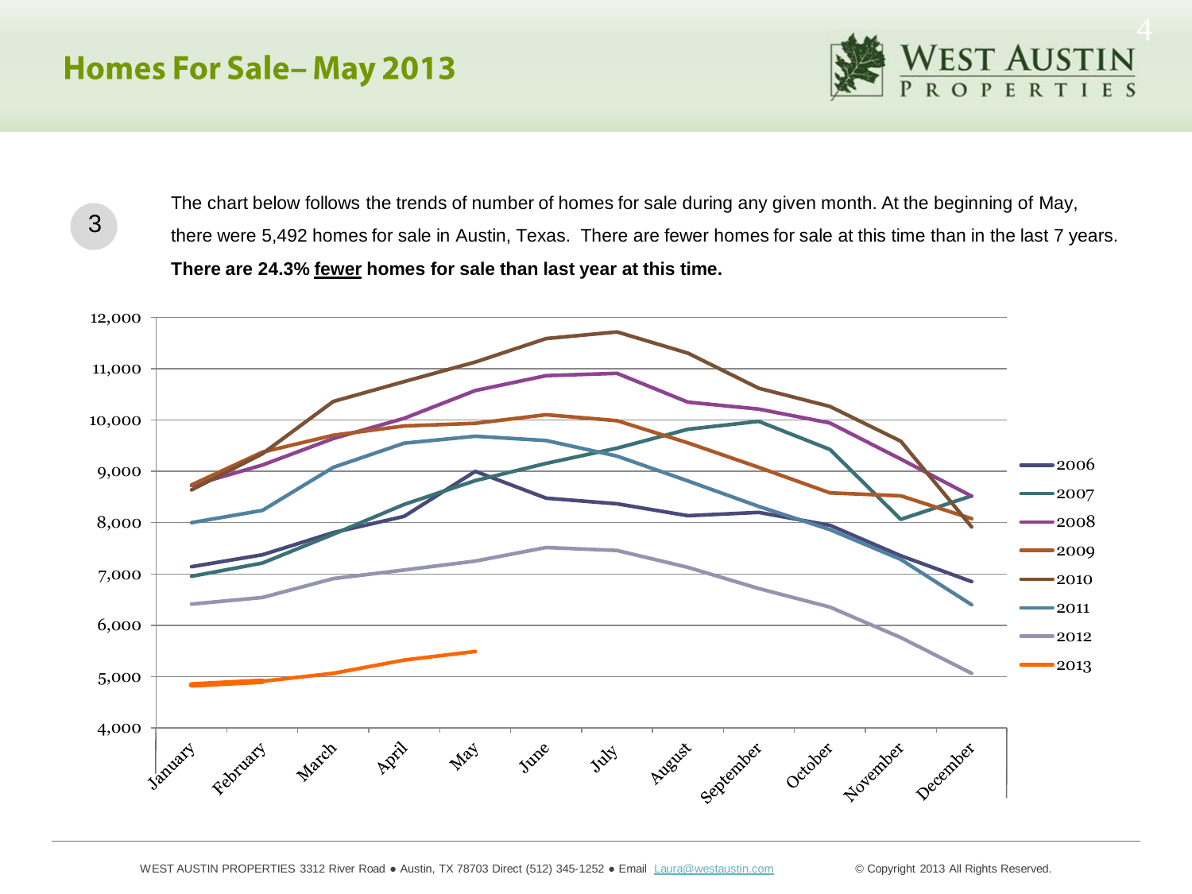# Homes For Sale– May 2013

3

The chart below follows the trends of number of homes for sale during any given month. At the beginning of May, there were 5,492 homes for sale in Austin, Texas. There are fewer homes for sale at this time than in the last 7 years. **There are 24.3% <u>fewer</u> homes for sale than last year at this time.**

WEST AUSTIN PROPERTIES 3312 River Road ● Austin, TX 78703 Direct (512) 345-1252 ● Email Laura@westaustin.com © Copyright 2013 All Rights Reserved.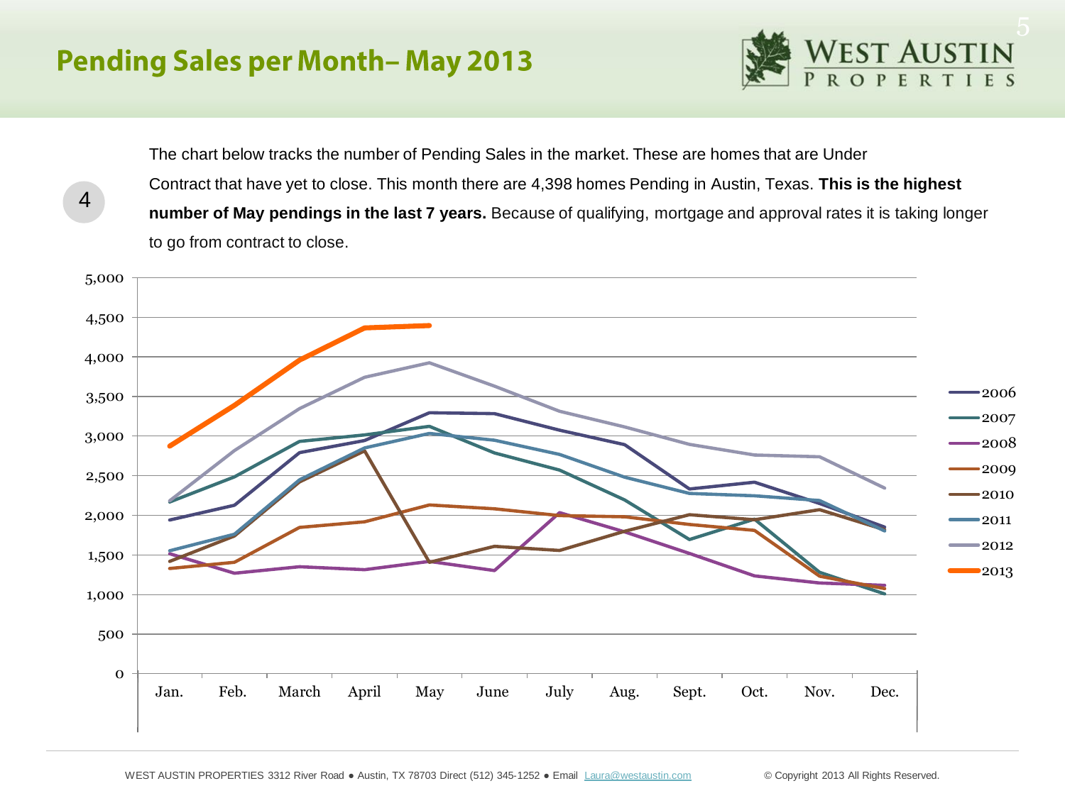# Pending Sales per Month– May 2013

4

The chart below tracks the number of Pending Sales in the market. These are homes that are Under Contract that have yet to close. This month there are 4,398 homes Pending in Austin, Texas. **This is the highest number of May pendings in the last 7 years.** Because of qualifying, mortgage and approval rates it is taking longer to go from contract to close.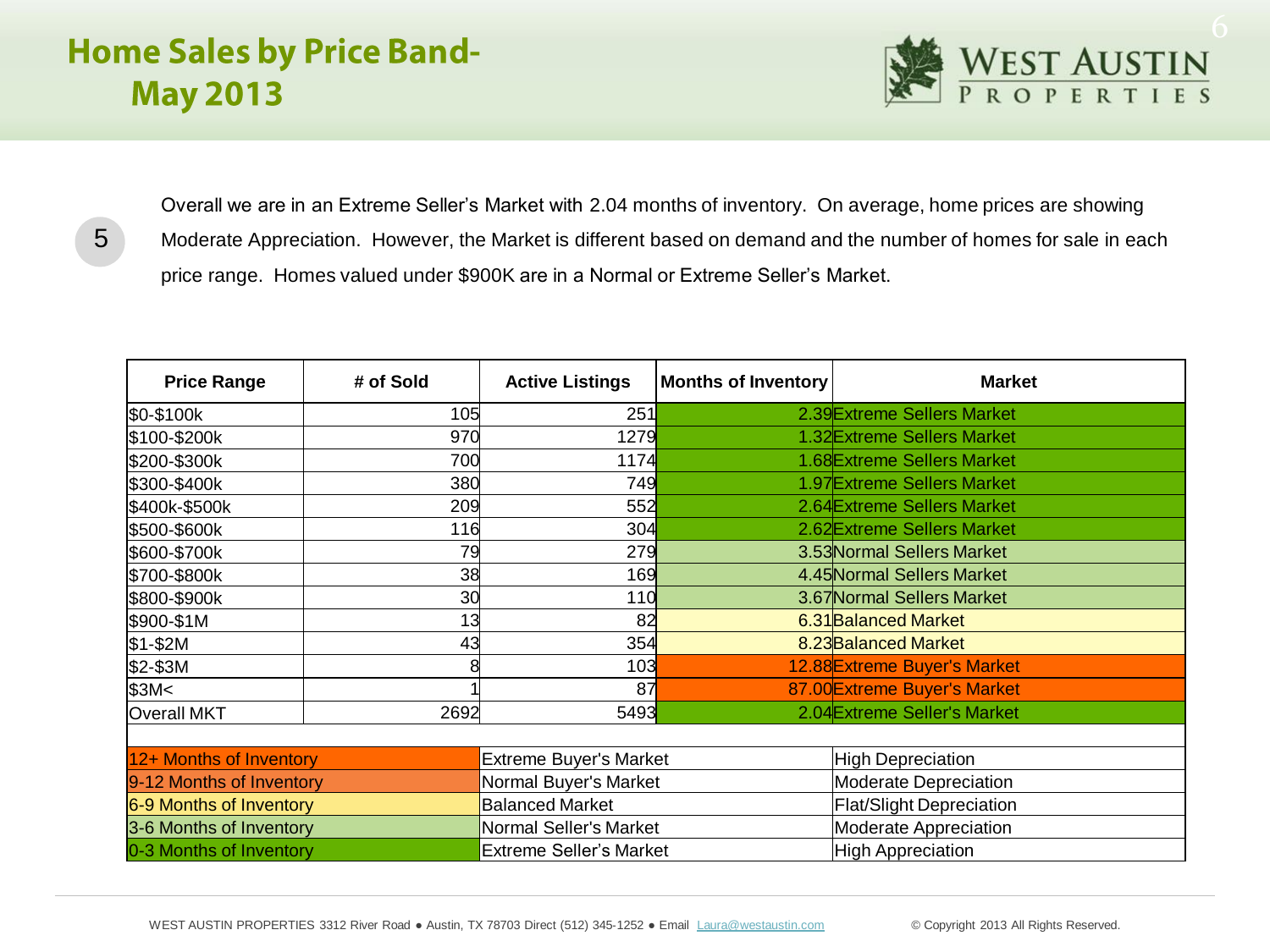# Home Sales by Price Band- May 2013

5

Overall we are in an Extreme Seller's Market with 2.04 months of inventory. On average, home prices are showing Moderate Appreciation. However, the Market is different based on demand and the number of homes for sale in each price range. Homes valued under $900K are in a Normal or Extreme Seller's Market.

| Price Range | # of Sold | Active Listings | Months of Inventory | Market |
|---|---|---|---|---|
| $0-$100k | 105 | 251 | 2.39 | Extreme Sellers Market |
| $100-$200k | 970 | 1279 | 1.32 | Extreme Sellers Market |
| $200-$300k | 700 | 1174 | 1.68 | Extreme Sellers Market |
| $300-$400k | 380 | 749 | 1.97 | Extreme Sellers Market |
| $400k-$500k | 209 | 552 | 2.64 | Extreme Sellers Market |
| $500-$600k | 116 | 304 | 2.62 | Extreme Sellers Market |
| $600-$700k | 79 | 279 | 3.53 | Normal Sellers Market |
| $700-$800k | 38 | 169 | 4.45 | Normal Sellers Market |
| $800-$900k | 30 | 110 | 3.67 | Normal Sellers Market |
| $900-$1M | 13 | 82 | 6.31 | Balanced Market |
| $1-$2M | 43 | 354 | 8.23 | Balanced Market |
| $2-$3M | 8 | 103 | 12.88 | Extreme Buyer's Market |
| $3M< | 1 | 87 | 87.00 | Extreme Buyer's Market |
| Overall MKT | 2692 | 5493 | 2.04 | Extreme Seller's Market |

| Months of Inventory | Market | Appreciation |
|---|---|---|
| 12+ Months of Inventory | Extreme Buyer's Market | High Depreciation |
| 9-12 Months of Inventory | Normal Buyer's Market | Moderate Depreciation |
| 6-9 Months of Inventory | Balanced Market | Flat/Slight Depreciation |
| 3-6 Months of Inventory | Normal Seller's Market | Moderate Appreciation |
| 0-3 Months of Inventory | Extreme Seller's Market | High Appreciation |

WEST AUSTIN PROPERTIES 3312 River Road ● Austin, TX 78703 Direct (512) 345-1252 ● Email Laura@westaustin.com © Copyright 2013 All Rights Reserved.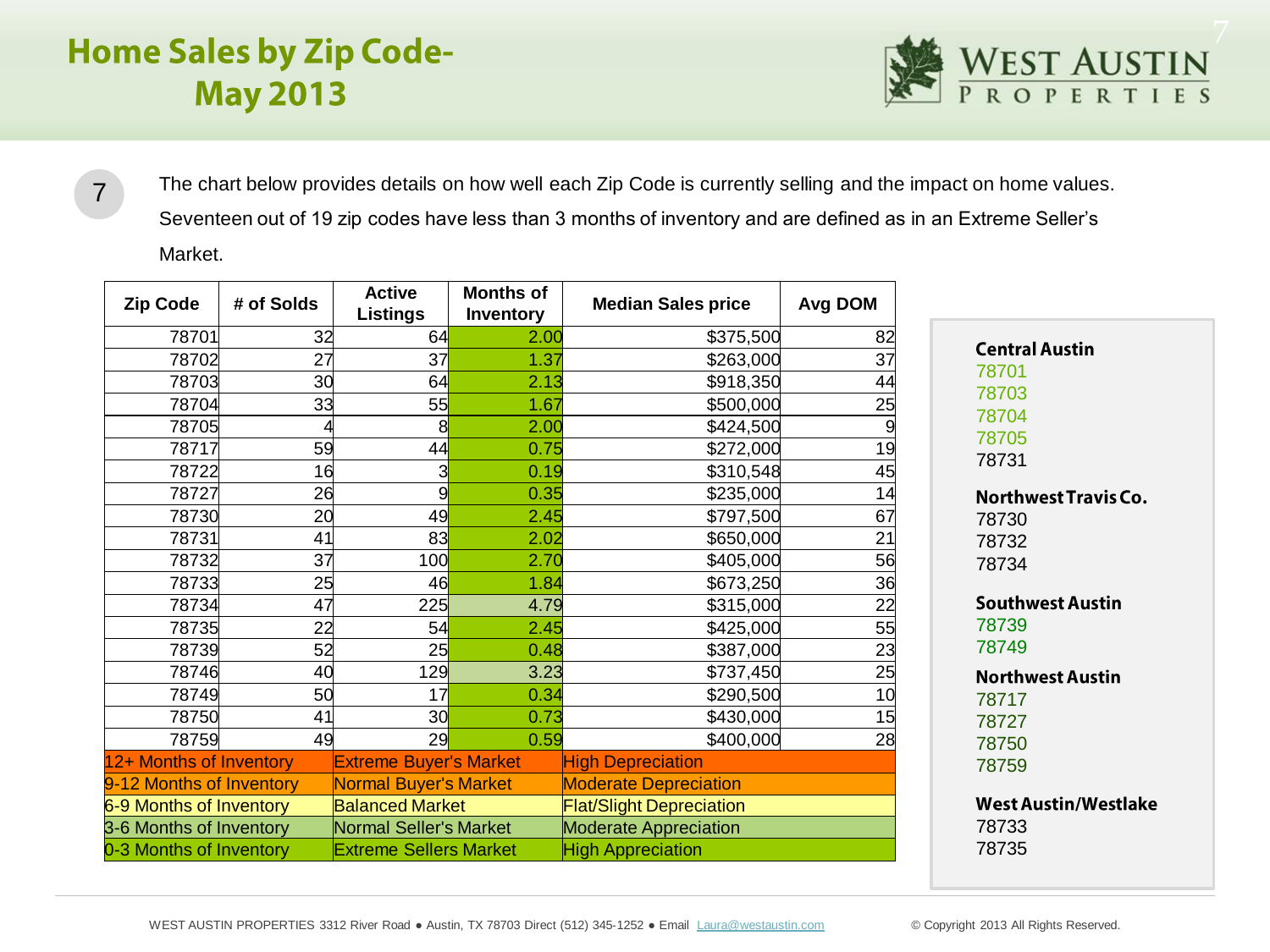# Home Sales by Zip Code- May 2013

The chart below provides details on how well each Zip Code is currently selling and the impact on home values. Seventeen out of 19 zip codes have less than 3 months of inventory and are defined as in an Extreme Seller's Market.

| Zip Code | # of Solds | Active Listings | Months of Inventory | Median Sales price | Avg DOM |
|---|---|---|---|---|---|
| 78701 | 32 | 64 | 2.00 | $375,500 | 82 |
| 78702 | 27 | 37 | 1.37 | $263,000 | 37 |
| 78703 | 30 | 64 | 2.13 | $918,350 | 44 |
| 78704 | 33 | 55 | 1.67 | $500,000 | 25 |
| 78705 | 4 | 8 | 2.00 | $424,500 | 9 |
| 78717 | 59 | 44 | 0.75 | $272,000 | 19 |
| 78722 | 16 | 3 | 0.19 | $310,548 | 45 |
| 78727 | 26 | 9 | 0.35 | $235,000 | 14 |
| 78730 | 20 | 49 | 2.45 | $797,500 | 67 |
| 78731 | 41 | 83 | 2.02 | $650,000 | 21 |
| 78732 | 37 | 100 | 2.70 | $405,000 | 56 |
| 78733 | 25 | 46 | 1.84 | $673,250 | 36 |
| 78734 | 47 | 225 | 4.79 | $315,000 | 22 |
| 78735 | 22 | 54 | 2.45 | $425,000 | 55 |
| 78739 | 52 | 25 | 0.48 | $387,000 | 23 |
| 78746 | 40 | 129 | 3.23 | $737,450 | 25 |
| 78749 | 50 | 17 | 0.34 | $290,500 | 10 |
| 78750 | 41 | 30 | 0.73 | $430,000 | 15 |
| 78759 | 49 | 29 | 0.59 | $400,000 | 28 |

| Months of Inventory | Market | Value Impact |
|---|---|---|
| 12+ Months of Inventory | Extreme Buyer's Market | High Depreciation |
| 9-12 Months of Inventory | Normal Buyer's Market | Moderate Depreciation |
| 6-9 Months of Inventory | Balanced Market | Flat/Slight Depreciation |
| 3-6 Months of Inventory | Normal Seller's Market | Moderate Appreciation |
| 0-3 Months of Inventory | Extreme Sellers Market | High Appreciation |

**Central Austin**
78701
78703
78704
78705
78731

**Northwest Travis Co.**
78730
78732
78734

**Southwest Austin**
78739
78749

**Northwest Austin**
78717
78727
78750
78759

**West Austin/Westlake**
78733
78735

WEST AUSTIN PROPERTIES 3312 River Road ● Austin, TX 78703 Direct (512) 345-1252 ● Email Laura@westaustin.com © Copyright 2013 All Rights Reserved.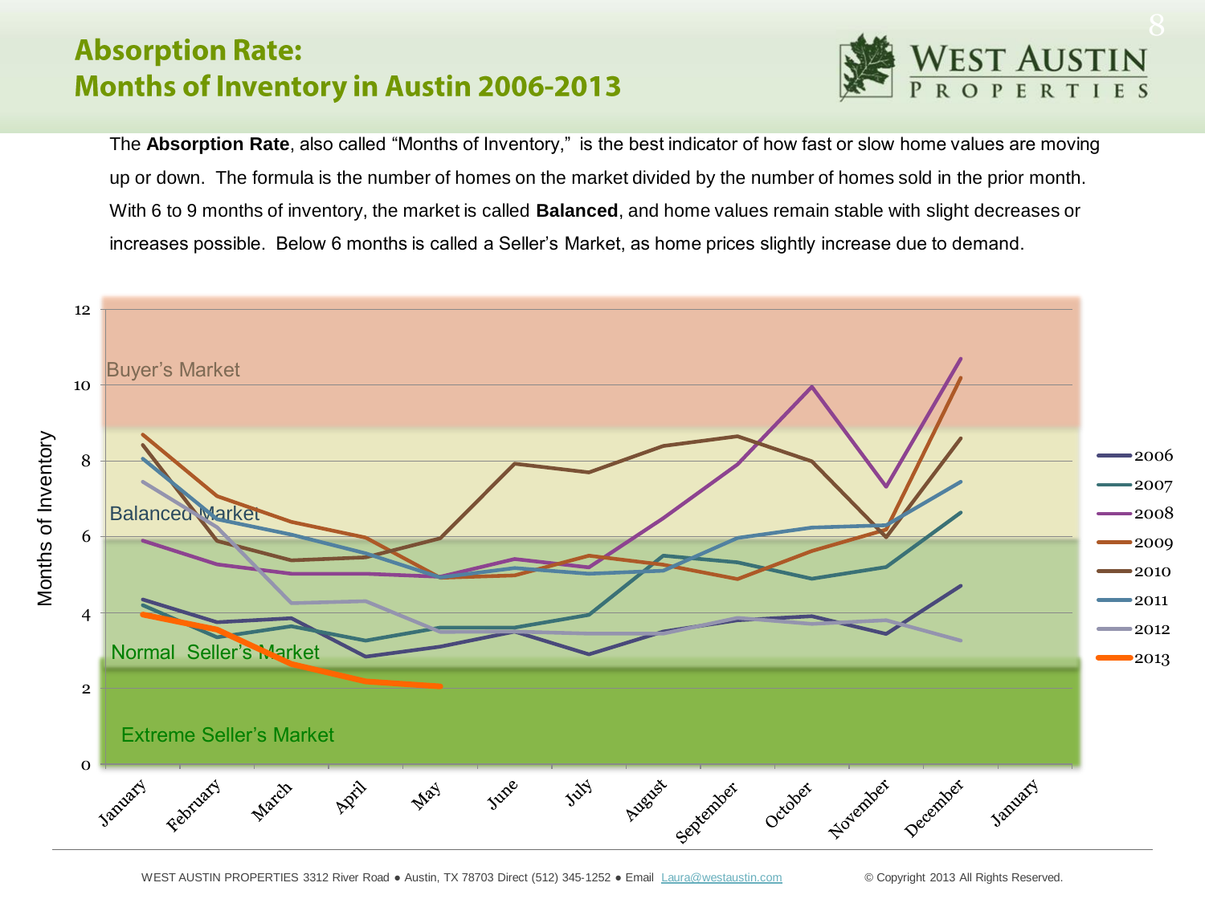# Absorption Rate: Months of Inventory in Austin 2006-2013

The **Absorption Rate**, also called "Months of Inventory," is the best indicator of how fast or slow home values are moving up or down. The formula is the number of homes on the market divided by the number of homes sold in the prior month. With 6 to 9 months of inventory, the market is called **Balanced**, and home values remain stable with slight decreases or increases possible. Below 6 months is called a Seller's Market, as home prices slightly increase due to demand.

WEST AUSTIN PROPERTIES 3312 River Road ● Austin, TX 78703 Direct (512) 345-1252 ● Email Laura@westaustin.com

© Copyright 2013 All Rights Reserved.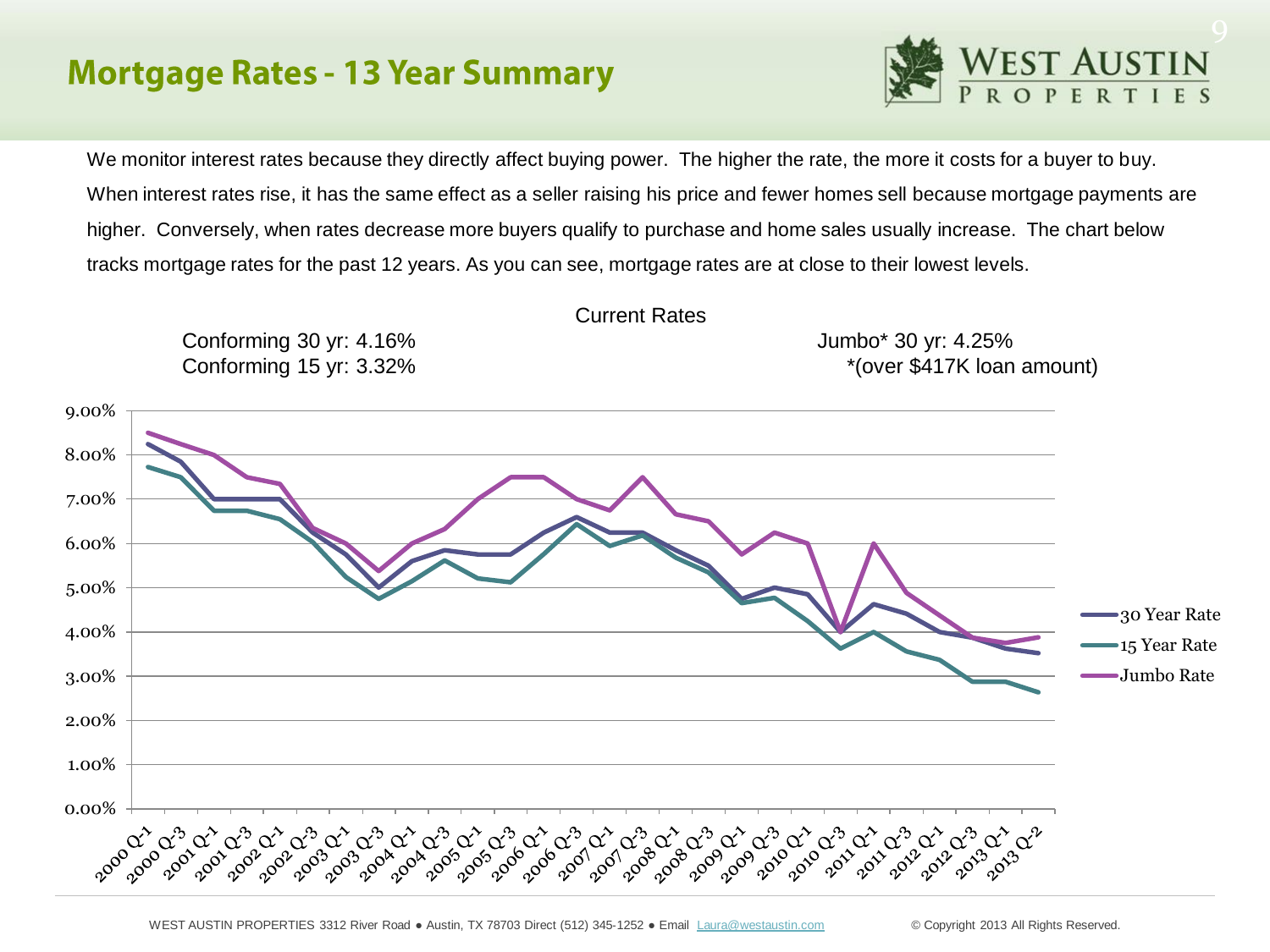# Mortgage Rates - 13 Year Summary

We monitor interest rates because they directly affect buying power. The higher the rate, the more it costs for a buyer to buy. When interest rates rise, it has the same effect as a seller raising his price and fewer homes sell because mortgage payments are higher. Conversely, when rates decrease more buyers qualify to purchase and home sales usually increase. The chart below tracks mortgage rates for the past 12 years. As you can see, mortgage rates are at close to their lowest levels.

Current Rates

Conforming 30 yr: 4.16%
Conforming 15 yr: 3.32%

Jumbo* 30 yr: 4.25%
*(over $417K loan amount)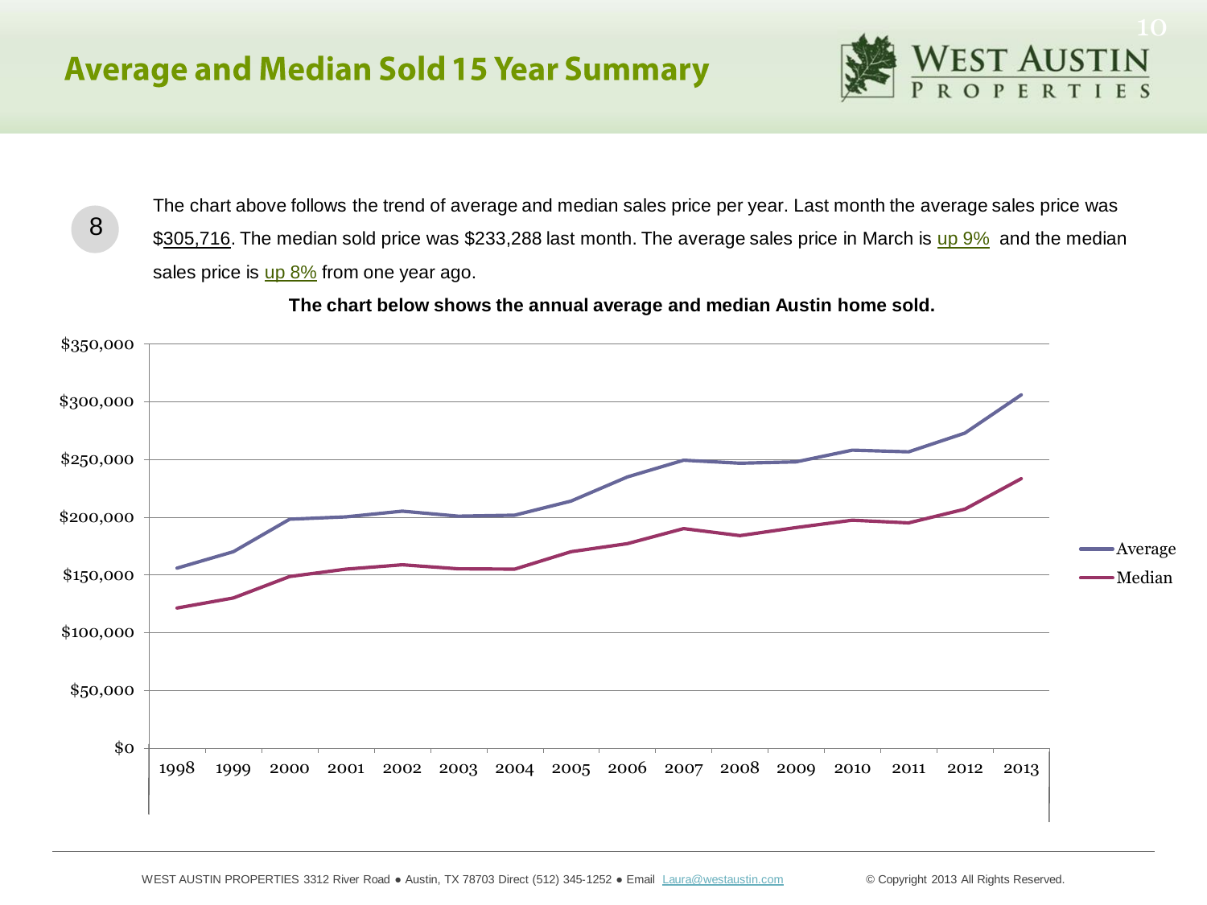# Average and Median Sold 15 Year Summary

8

The chart above follows the trend of average and median sales price per year. Last month the average sales price was $305,716. The median sold price was $233,288 last month. The average sales price in March is up 9% and the median sales price is up 8% from one year ago.

**The chart below shows the annual average and median Austin home sold.**

WEST AUSTIN PROPERTIES 3312 River Road ● Austin, TX 78703 Direct (512) 345-1252 ● Email Laura@westaustin.com © Copyright 2013 All Rights Reserved.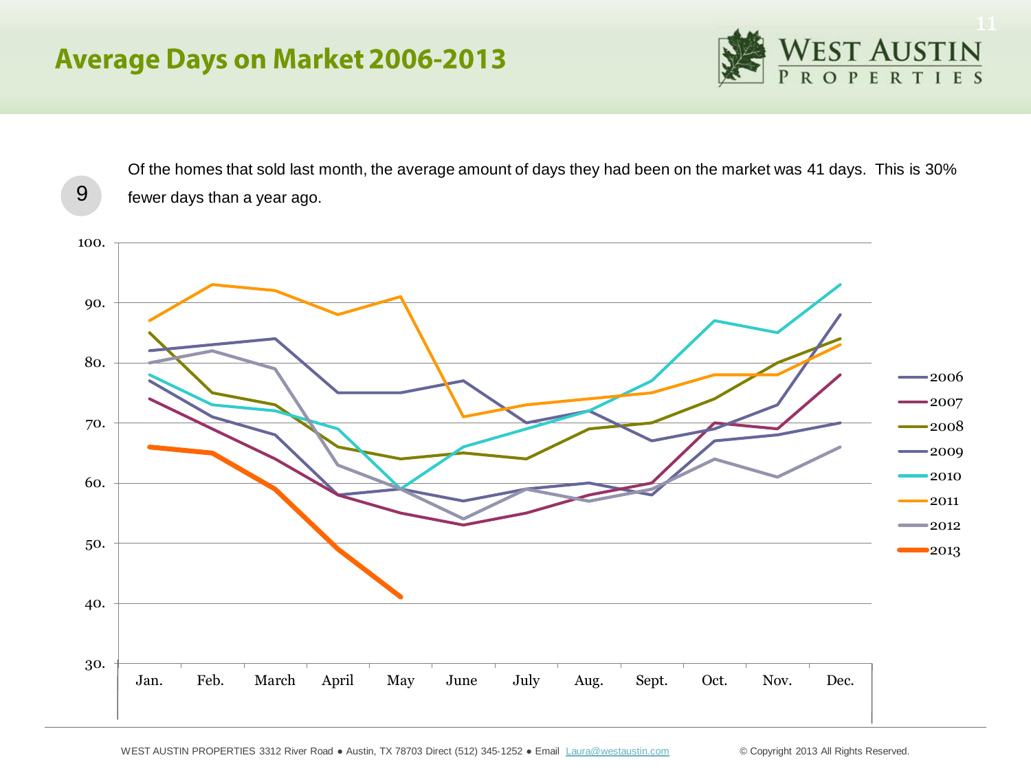# Average Days on Market 2006-2013

9

Of the homes that sold last month, the average amount of days they had been on the market was 41 days. This is 30% fewer days than a year ago.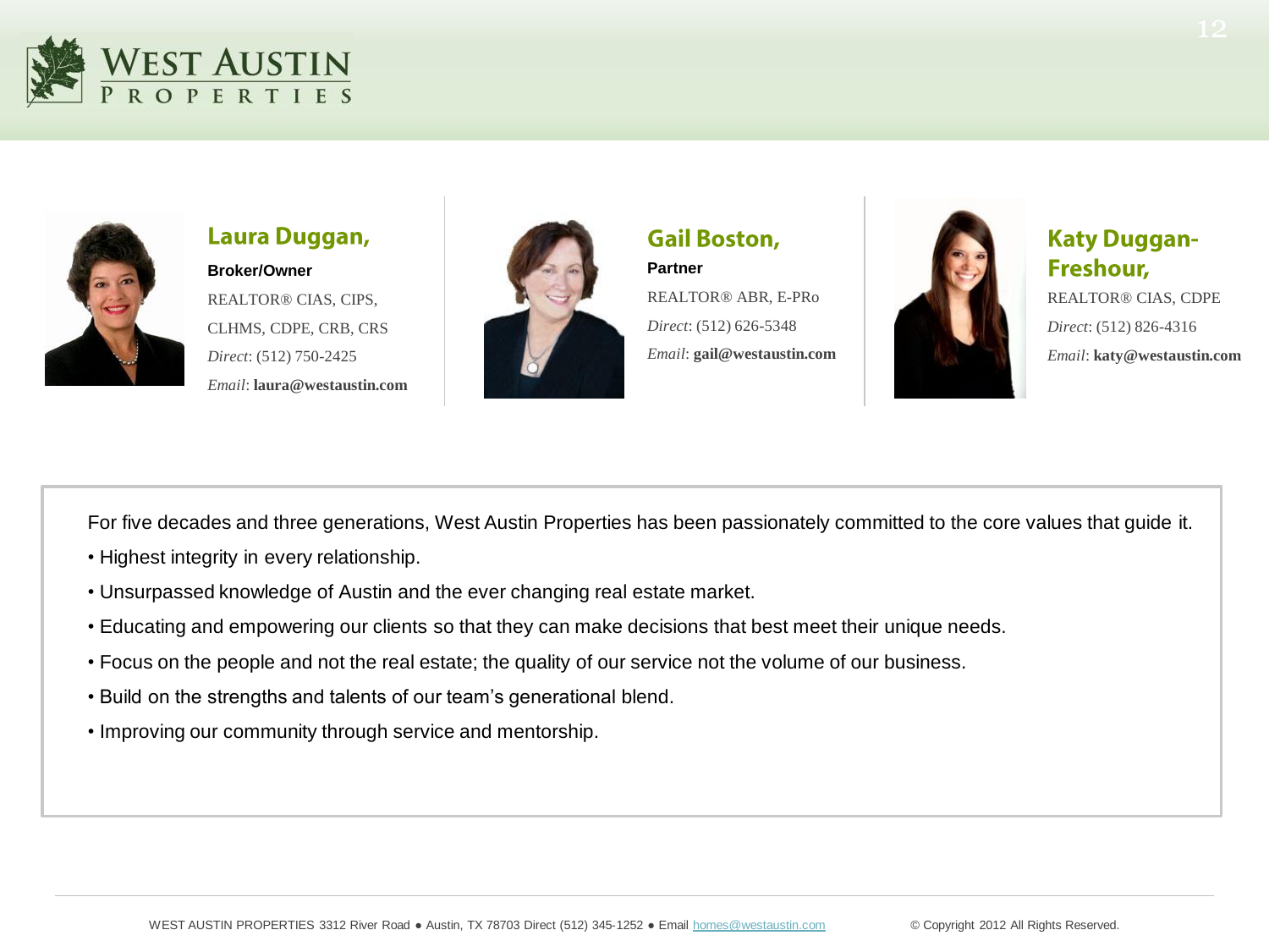WEST AUSTIN PROPERTIES

## Laura Duggan,

**Broker/Owner**

REALTOR® CIAS, CIPS, CLHMS, CDPE, CRB, CRS

*Direct*: (512) 750-2425

*Email*: **laura@westaustin.com**

## Gail Boston,

**Partner**

REALTOR® ABR, E-PRo

*Direct*: (512) 626-5348

*Email*: **gail@westaustin.com**

## Katy Duggan-Freshour,

REALTOR® CIAS, CDPE

*Direct*: (512) 826-4316

*Email*: **katy@westaustin.com**

For five decades and three generations, West Austin Properties has been passionately committed to the core values that guide it.

- Highest integrity in every relationship.
- Unsurpassed knowledge of Austin and the ever changing real estate market.
- Educating and empowering our clients so that they can make decisions that best meet their unique needs.
- Focus on the people and not the real estate; the quality of our service not the volume of our business.
- Build on the strengths and talents of our team's generational blend.
- Improving our community through service and mentorship.

WEST AUSTIN PROPERTIES 3312 River Road ● Austin, TX 78703 Direct (512) 345-1252 ● Email homes@westaustin.com © Copyright 2012 All Rights Reserved.